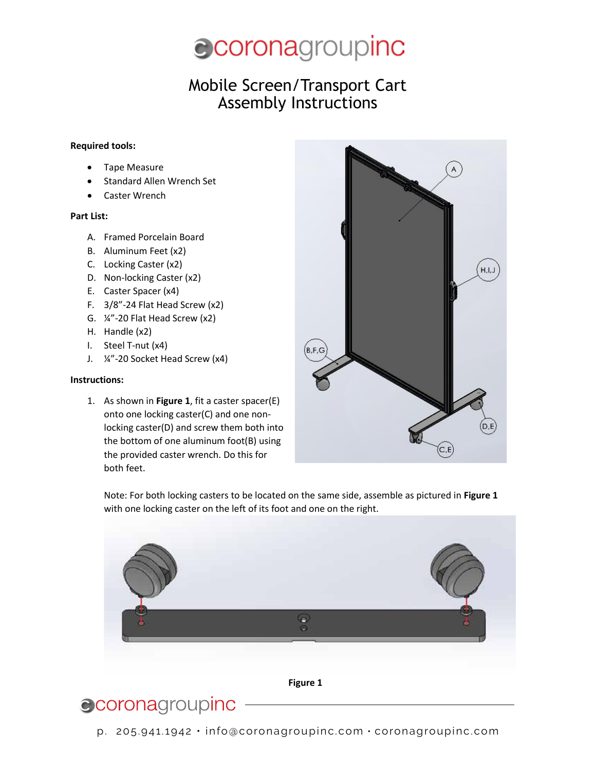# Mobile Screen/Transport Cart Assembly Instructions

**Required tools:**

- Tape Measure
- Standard Allen Wrench Set
- Caster Wrench

**Part List:**

A. Framed Porcelain Board
B. Aluminum Feet (x2)
C. Locking Caster (x2)
D. Non-locking Caster (x2)
E. Caster Spacer (x4)
F. 3/8"-24 Flat Head Screw (x2)
G. ¼"-20 Flat Head Screw (x2)
H. Handle (x2)
I. Steel T-nut (x4)
J. ¼"-20 Socket Head Screw (x4)

**Instructions:**

1. As shown in **Figure 1**, fit a caster spacer(E) onto one locking caster(C) and one non-locking caster(D) and screw them both into the bottom of one aluminum foot(B) using the provided caster wrench. Do this for both feet.

   Note: For both locking casters to be located on the same side, assemble as pictured in **Figure 1** with one locking caster on the left of its foot and one on the right.

**Figure 1**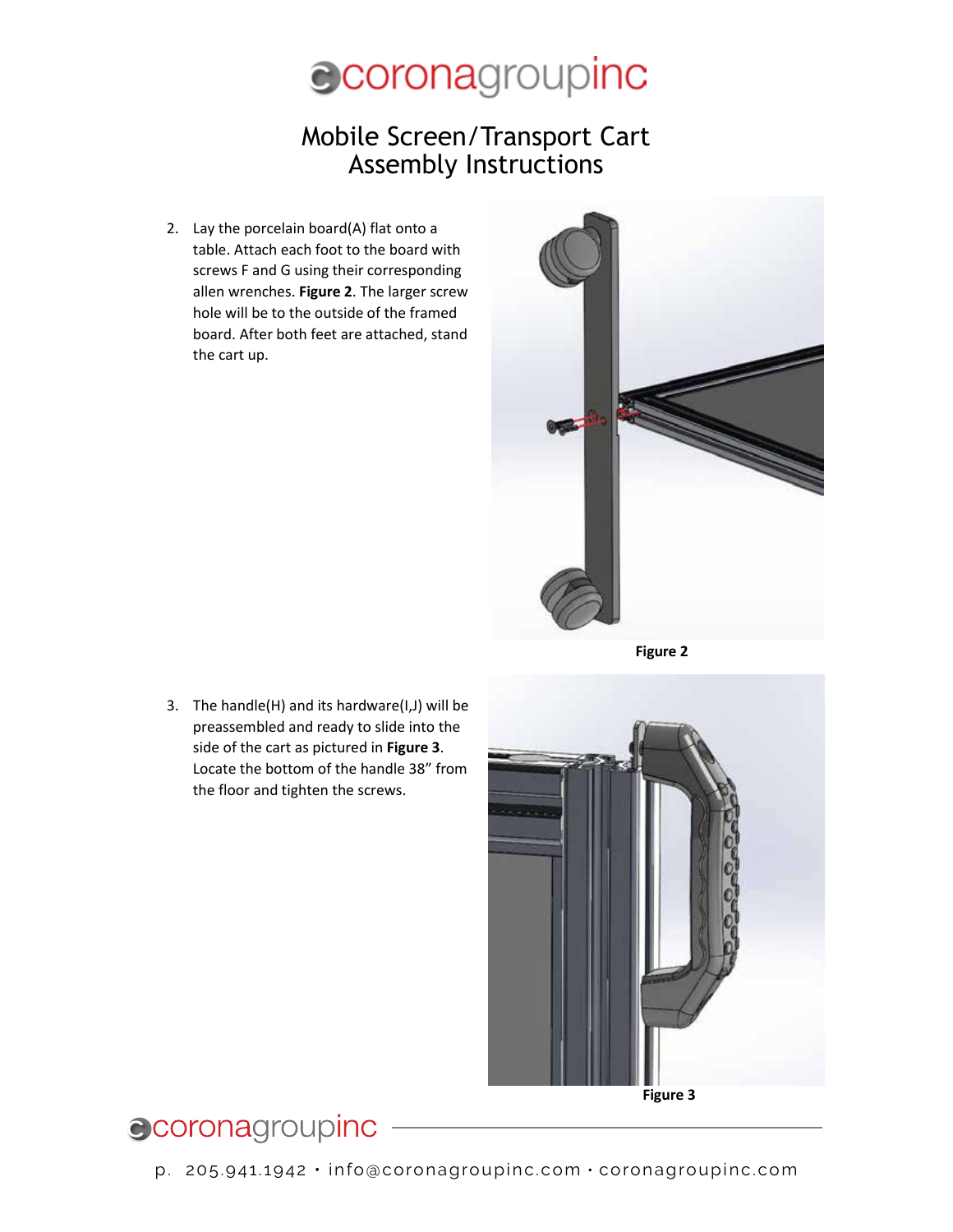# coronagroupinc

## Mobile Screen/Transport Cart Assembly Instructions

2. Lay the porcelain board(A) flat onto a table. Attach each foot to the board with screws F and G using their corresponding allen wrenches. **Figure 2**. The larger screw hole will be to the outside of the framed board. After both feet are attached, stand the cart up.

**Figure 2**

3. The handle(H) and its hardware(I,J) will be preassembled and ready to slide into the side of the cart as pictured in **Figure 3**. Locate the bottom of the handle 38" from the floor and tighten the screws.

**Figure 3**

coronagroupinc

p. 205.941.1942 • info@coronagroupinc.com • coronagroupinc.com